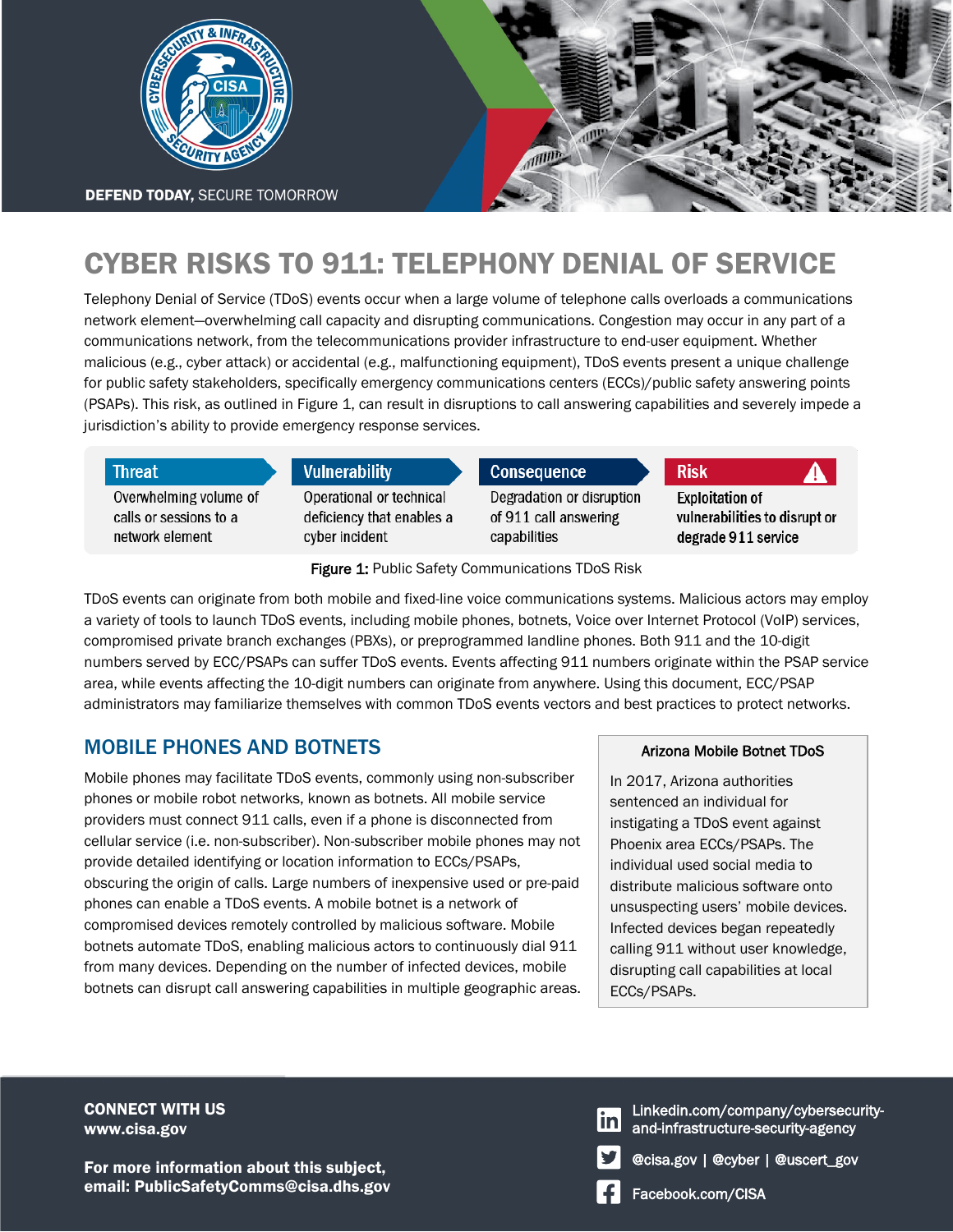DEFEND TODAY, SECURE TOMORROW

# CYBER RISKS TO 911: TELEPHONY DENIAL OF SERVICE

Telephony Denial of Service (TDoS) events occur when a large volume of telephone calls overloads a communications network element—overwhelming call capacity and disrupting communications. Congestion may occur in any part of a communications network, from the telecommunications provider infrastructure to end-user equipment. Whether malicious (e.g., cyber attack) or accidental (e.g., malfunctioning equipment), TDoS events present a unique challenge for public safety stakeholders, specifically emergency communications centers (ECCs)/public safety answering points (PSAPs). This risk, as outlined in Figure 1, can result in disruptions to call answering capabilities and severely impede a jurisdiction's ability to provide emergency response services.

| Threat | Vulnerability | Consequence | Risk |
|---|---|---|---|
| Overwhelming volume of calls or sessions to a network element | Operational or technical deficiency that enables a cyber incident | Degradation or disruption of 911 call answering capabilities | **Exploitation of vulnerabilities to disrupt or degrade 911 service** |

**Figure 1:** Public Safety Communications TDoS Risk

TDoS events can originate from both mobile and fixed-line voice communications systems. Malicious actors may employ a variety of tools to launch TDoS events, including mobile phones, botnets, Voice over Internet Protocol (VoIP) services, compromised private branch exchanges (PBXs), or preprogrammed landline phones. Both 911 and the 10-digit numbers served by ECC/PSAPs can suffer TDoS events. Events affecting 911 numbers originate within the PSAP service area, while events affecting the 10-digit numbers can originate from anywhere. Using this document, ECC/PSAP administrators may familiarize themselves with common TDoS events vectors and best practices to protect networks.

## MOBILE PHONES AND BOTNETS

Mobile phones may facilitate TDoS events, commonly using non-subscriber phones or mobile robot networks, known as botnets. All mobile service providers must connect 911 calls, even if a phone is disconnected from cellular service (i.e. non-subscriber). Non-subscriber mobile phones may not provide detailed identifying or location information to ECCs/PSAPs, obscuring the origin of calls. Large numbers of inexpensive used or pre-paid phones can enable a TDoS events. A mobile botnet is a network of compromised devices remotely controlled by malicious software. Mobile botnets automate TDoS, enabling malicious actors to continuously dial 911 from many devices. Depending on the number of infected devices, mobile botnets can disrupt call answering capabilities in multiple geographic areas.

> **Arizona Mobile Botnet TDoS**
>
> In 2017, Arizona authorities sentenced an individual for instigating a TDoS event against Phoenix area ECCs/PSAPs. The individual used social media to distribute malicious software onto unsuspecting users' mobile devices. Infected devices began repeatedly calling 911 without user knowledge, disrupting call capabilities at local ECCs/PSAPs.

**CONNECT WITH US**
**www.cisa.gov**

**For more information about this subject, email: PublicSafetyComms@cisa.dhs.gov**

Linkedin.com/company/cybersecurity-and-infrastructure-security-agency

@cisa.gov | @cyber | @uscert_gov

Facebook.com/CISA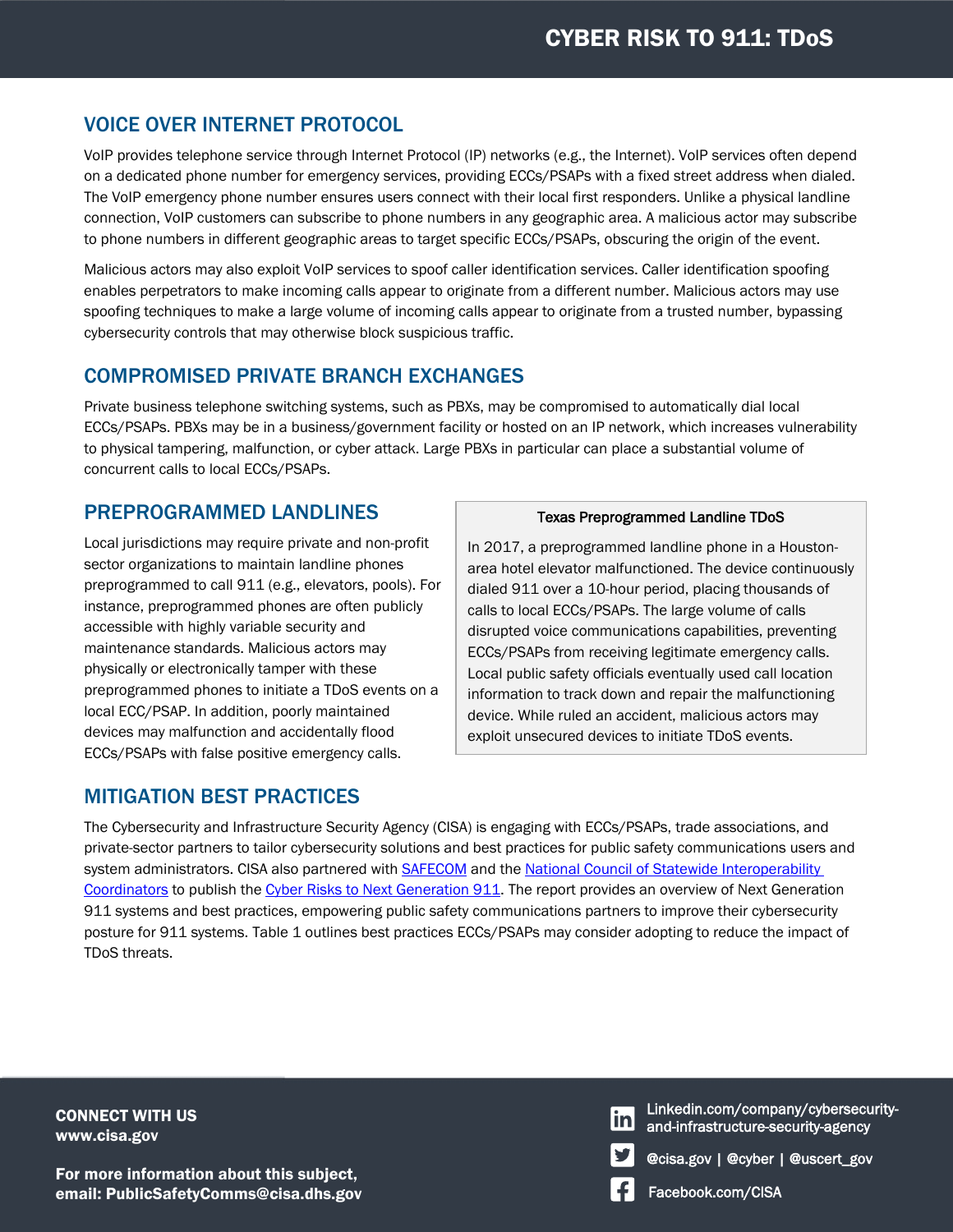## VOICE OVER INTERNET PROTOCOL

VoIP provides telephone service through Internet Protocol (IP) networks (e.g., the Internet). VoIP services often depend on a dedicated phone number for emergency services, providing ECCs/PSAPs with a fixed street address when dialed. The VoIP emergency phone number ensures users connect with their local first responders. Unlike a physical landline connection, VoIP customers can subscribe to phone numbers in any geographic area. A malicious actor may subscribe to phone numbers in different geographic areas to target specific ECCs/PSAPs, obscuring the origin of the event.

Malicious actors may also exploit VoIP services to spoof caller identification services. Caller identification spoofing enables perpetrators to make incoming calls appear to originate from a different number. Malicious actors may use spoofing techniques to make a large volume of incoming calls appear to originate from a trusted number, bypassing cybersecurity controls that may otherwise block suspicious traffic.

## COMPROMISED PRIVATE BRANCH EXCHANGES

Private business telephone switching systems, such as PBXs, may be compromised to automatically dial local ECCs/PSAPs. PBXs may be in a business/government facility or hosted on an IP network, which increases vulnerability to physical tampering, malfunction, or cyber attack. Large PBXs in particular can place a substantial volume of concurrent calls to local ECCs/PSAPs.

## PREPROGRAMMED LANDLINES

Local jurisdictions may require private and non-profit sector organizations to maintain landline phones preprogrammed to call 911 (e.g., elevators, pools). For instance, preprogrammed phones are often publicly accessible with highly variable security and maintenance standards. Malicious actors may physically or electronically tamper with these preprogrammed phones to initiate a TDoS events on a local ECC/PSAP. In addition, poorly maintained devices may malfunction and accidentally flood ECCs/PSAPs with false positive emergency calls.

> **Texas Preprogrammed Landline TDoS**
>
> In 2017, a preprogrammed landline phone in a Houston-area hotel elevator malfunctioned. The device continuously dialed 911 over a 10-hour period, placing thousands of calls to local ECCs/PSAPs. The large volume of calls disrupted voice communications capabilities, preventing ECCs/PSAPs from receiving legitimate emergency calls. Local public safety officials eventually used call location information to track down and repair the malfunctioning device. While ruled an accident, malicious actors may exploit unsecured devices to initiate TDoS events.

## MITIGATION BEST PRACTICES

The Cybersecurity and Infrastructure Security Agency (CISA) is engaging with ECCs/PSAPs, trade associations, and private-sector partners to tailor cybersecurity solutions and best practices for public safety communications users and system administrators. CISA also partnered with SAFECOM and the National Council of Statewide Interoperability Coordinators to publish the Cyber Risks to Next Generation 911. The report provides an overview of Next Generation 911 systems and best practices, empowering public safety communications partners to improve their cybersecurity posture for 911 systems. Table 1 outlines best practices ECCs/PSAPs may consider adopting to reduce the impact of TDoS threats.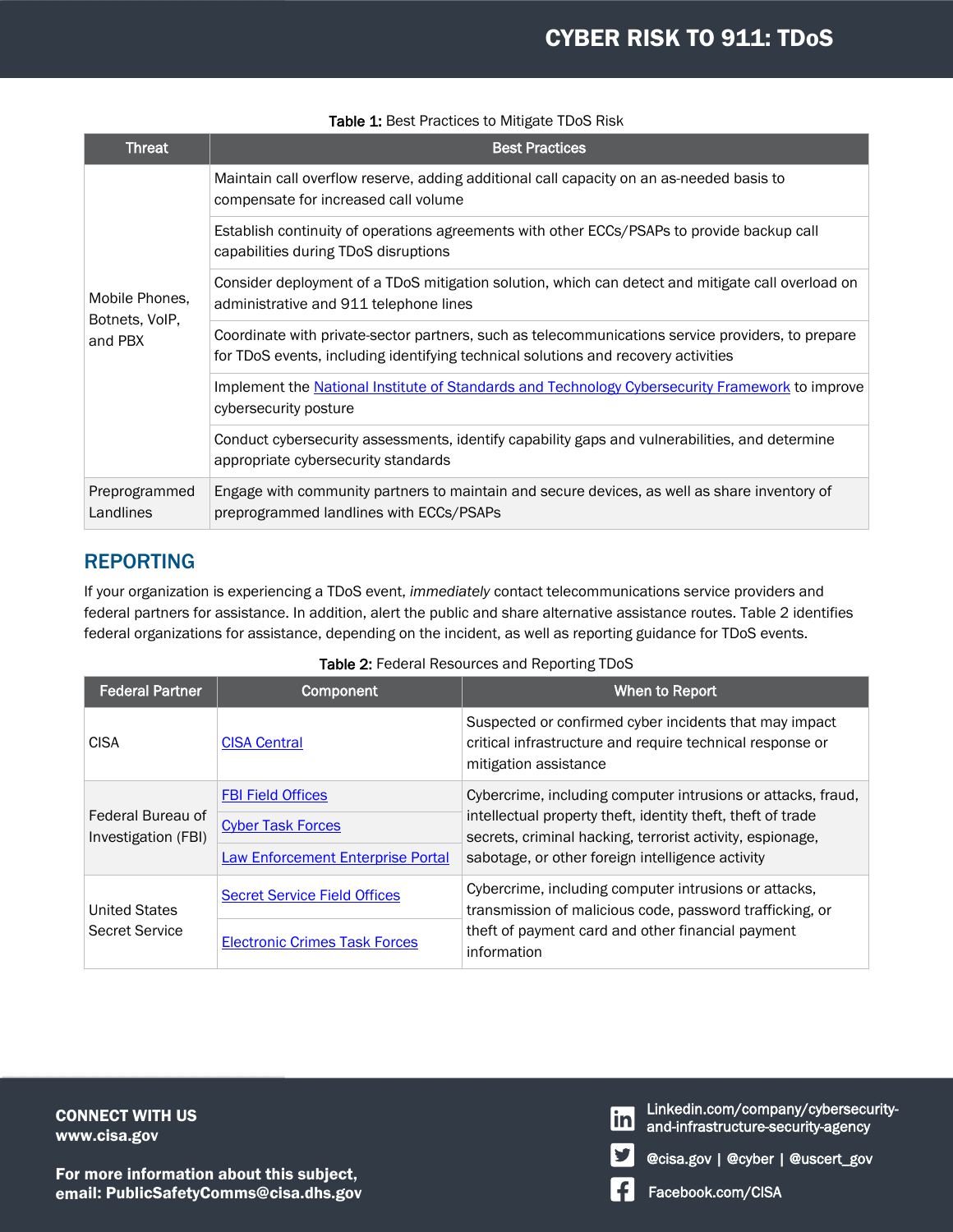**Table 1:** Best Practices to Mitigate TDoS Risk

| Threat | Best Practices |
| --- | --- |
| Mobile Phones, Botnets, VoIP, and PBX | Maintain call overflow reserve, adding additional call capacity on an as-needed basis to compensate for increased call volume |
| | Establish continuity of operations agreements with other ECCs/PSAPs to provide backup call capabilities during TDoS disruptions |
| | Consider deployment of a TDoS mitigation solution, which can detect and mitigate call overload on administrative and 911 telephone lines |
| | Coordinate with private-sector partners, such as telecommunications service providers, to prepare for TDoS events, including identifying technical solutions and recovery activities |
| | Implement the National Institute of Standards and Technology Cybersecurity Framework to improve cybersecurity posture |
| | Conduct cybersecurity assessments, identify capability gaps and vulnerabilities, and determine appropriate cybersecurity standards |
| Preprogrammed Landlines | Engage with community partners to maintain and secure devices, as well as share inventory of preprogrammed landlines with ECCs/PSAPs |

## REPORTING

If your organization is experiencing a TDoS event, *immediately* contact telecommunications service providers and federal partners for assistance. In addition, alert the public and share alternative assistance routes. Table 2 identifies federal organizations for assistance, depending on the incident, as well as reporting guidance for TDoS events.

**Table 2:** Federal Resources and Reporting TDoS

| Federal Partner | Component | When to Report |
| --- | --- | --- |
| CISA | CISA Central | Suspected or confirmed cyber incidents that may impact critical infrastructure and require technical response or mitigation assistance |
| Federal Bureau of Investigation (FBI) | FBI Field Offices<br>Cyber Task Forces<br>Law Enforcement Enterprise Portal | Cybercrime, including computer intrusions or attacks, fraud, intellectual property theft, identity theft, theft of trade secrets, criminal hacking, terrorist activity, espionage, sabotage, or other foreign intelligence activity |
| United States Secret Service | Secret Service Field Offices<br>Electronic Crimes Task Forces | Cybercrime, including computer intrusions or attacks, transmission of malicious code, password trafficking, or theft of payment card and other financial payment information |

**CONNECT WITH US**
**www.cisa.gov**

**For more information about this subject, email: PublicSafetyComms@cisa.dhs.gov**

Linkedin.com/company/cybersecurity-and-infrastructure-security-agency

@cisa.gov | @cyber | @uscert_gov

Facebook.com/CISA